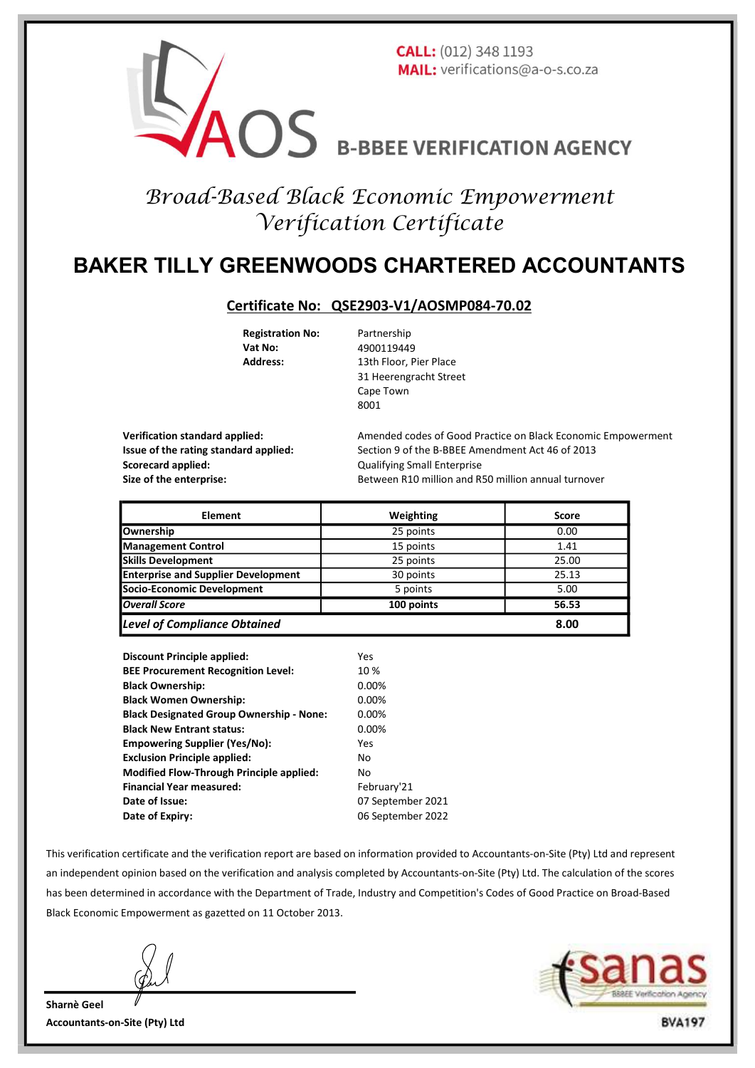**CALL:** (012) 348 1193
**MAIL:** verifications@a-o-s.co.za

AOS **B-BBEE VERIFICATION AGENCY**

# *Broad-Based Black Economic Empowerment Verification Certificate*

# BAKER TILLY GREENWOODS CHARTERED ACCOUNTANTS

## Certificate No: QSE2903-V1/AOSMP084-70.02

**Registration No:** Partnership
**Vat No:** 4900119449
**Address:** 13th Floor, Pier Place
31 Heerengracht Street
Cape Town
8001

**Verification standard applied:** Amended codes of Good Practice on Black Economic Empowerment
**Issue of the rating standard applied:** Section 9 of the B-BBEE Amendment Act 46 of 2013
**Scorecard applied:** Qualifying Small Enterprise
**Size of the enterprise:** Between R10 million and R50 million annual turnover

| Element | Weighting | Score |
|---|---|---|
| **Ownership** | 25 points | 0.00 |
| **Management Control** | 15 points | 1.41 |
| **Skills Development** | 25 points | 25.00 |
| **Enterprise and Supplier Development** | 30 points | 25.13 |
| **Socio-Economic Development** | 5 points | 5.00 |
| ***Overall Score*** | **100 points** | **56.53** |
| ***Level of Compliance Obtained*** | | **8.00** |

**Discount Principle applied:** Yes
**BEE Procurement Recognition Level:** 10 %
**Black Ownership:** 0.00%
**Black Women Ownership:** 0.00%
**Black Designated Group Ownership - None:** 0.00%
**Black New Entrant status:** 0.00%
**Empowering Supplier (Yes/No):** Yes
**Exclusion Principle applied:** No
**Modified Flow-Through Principle applied:** No
**Financial Year measured:** February'21
**Date of Issue:** 07 September 2021
**Date of Expiry:** 06 September 2022

This verification certificate and the verification report are based on information provided to Accountants-on-Site (Pty) Ltd and represent an independent opinion based on the verification and analysis completed by Accountants-on-Site (Pty) Ltd. The calculation of the scores has been determined in accordance with the Department of Trade, Industry and Competition's Codes of Good Practice on Broad-Based Black Economic Empowerment as gazetted on 11 October 2013.

**Sharnè Geel**
**Accountants-on-Site (Pty) Ltd**

sanas B-BBEE Verification Agency
**BVA197**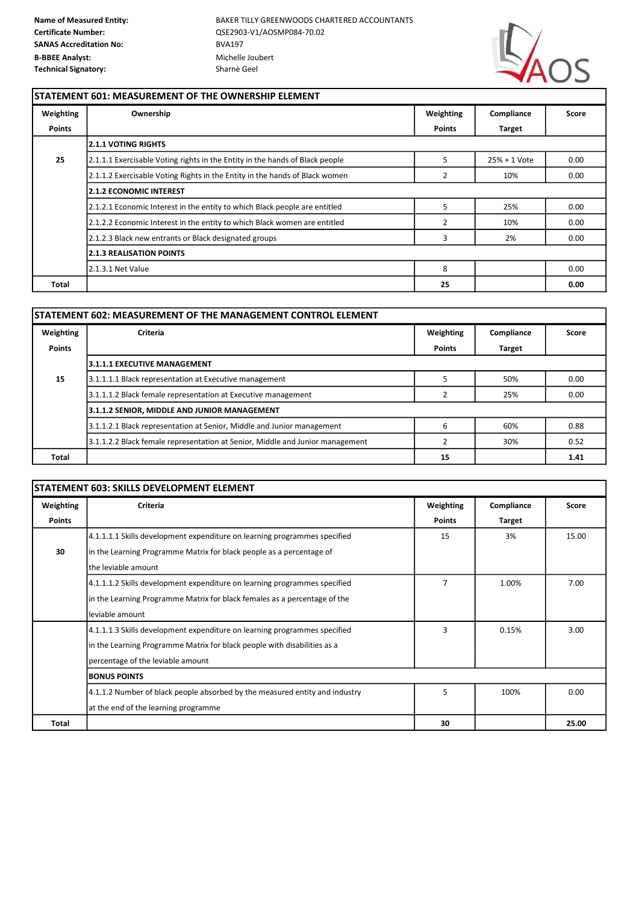| | |
|---|---|
| **Name of Measured Entity:** | BAKER TILLY GREENWOODS CHARTERED ACCOUNTANTS |
| **Certificate Number:** | QSE2903-V1/AOSMP084-70.02 |
| **SANAS Accreditation No:** | BVA197 |
| **B-BBEE Analyst:** | Michelle Joubert |
| **Technical Signatory:** | Sharnè Geel |

## STATEMENT 601: MEASUREMENT OF THE OWNERSHIP ELEMENT

| Weighting Points | Ownership | Weighting Points | Compliance Target | Score |
|---|---|---|---|---|
| | **2.1.1 VOTING RIGHTS** | | | |
| 25 | 2.1.1.1 Exercisable Voting rights in the Entity in the hands of Black people | 5 | 25% + 1 Vote | 0.00 |
| | 2.1.1.2 Exercisable Voting Rights in the Entity in the hands of Black women | 2 | 10% | 0.00 |
| | **2.1.2 ECONOMIC INTEREST** | | | |
| | 2.1.2.1 Economic Interest in the entity to which Black people are entitled | 5 | 25% | 0.00 |
| | 2.1.2.2 Economic Interest in the entity to which Black women are entitled | 2 | 10% | 0.00 |
| | 2.1.2.3 Black new entrants or Black designated groups | 3 | 2% | 0.00 |
| | **2.1.3 REALISATION POINTS** | | | |
| | 2.1.3.1 Net Value | 8 | | 0.00 |
| **Total** | | **25** | | **0.00** |

## STATEMENT 602: MEASUREMENT OF THE MANAGEMENT CONTROL ELEMENT

| Weighting Points | Criteria | Weighting Points | Compliance Target | Score |
|---|---|---|---|---|
| | **3.1.1.1 EXECUTIVE MANAGEMENT** | | | |
| 15 | 3.1.1.1.1 Black representation at Executive management | 5 | 50% | 0.00 |
| | 3.1.1.1.2 Black female representation at Executive management | 2 | 25% | 0.00 |
| | **3.1.1.2 SENIOR, MIDDLE AND JUNIOR MANAGEMENT** | | | |
| | 3.1.1.2.1 Black representation at Senior, Middle and Junior management | 6 | 60% | 0.88 |
| | 3.1.1.2.2 Black female representation at Senior, Middle and Junior management | 2 | 30% | 0.52 |
| **Total** | | **15** | | **1.41** |

## STATEMENT 603: SKILLS DEVELOPMENT ELEMENT

| Weighting Points | Criteria | Weighting Points | Compliance Target | Score |
|---|---|---|---|---|
| 30 | 4.1.1.1.1 Skills development expenditure on learning programmes specified in the Learning Programme Matrix for black people as a percentage of the leviable amount | 15 | 3% | 15.00 |
| | 4.1.1.1.2 Skills development expenditure on learning programmes specified in the Learning Programme Matrix for black females as a percentage of the leviable amount | 7 | 1.00% | 7.00 |
| | 4.1.1.1.3 Skills development expenditure on learning programmes specified in the Learning Programme Matrix for black people with disabilities as a percentage of the leviable amount | 3 | 0.15% | 3.00 |
| | **BONUS POINTS** | | | |
| | 4.1.1.2 Number of black people absorbed by the measured entity and industry at the end of the learning programme | 5 | 100% | 0.00 |
| **Total** | | **30** | | **25.00** |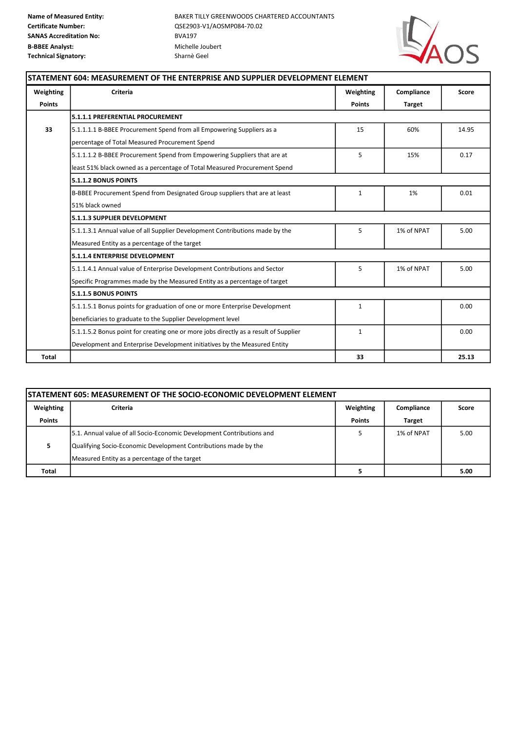**Name of Measured Entity:** BAKER TILLY GREENWOODS CHARTERED ACCOUNTANTS
**Certificate Number:** QSE2903-V1/AOSMP084-70.02
**SANAS Accreditation No:** BVA197
**B-BBEE Analyst:** Michelle Joubert
**Technical Signatory:** Sharnè Geel

## STATEMENT 604: MEASUREMENT OF THE ENTERPRISE AND SUPPLIER DEVELOPMENT ELEMENT

| Weighting Points | Criteria | Weighting Points | Compliance Target | Score |
|---|---|---|---|---|
| | **5.1.1.1 PREFERENTIAL PROCUREMENT** | | | |
| 33 | 5.1.1.1.1 B-BBEE Procurement Spend from all Empowering Suppliers as a percentage of Total Measured Procurement Spend | 15 | 60% | 14.95 |
| | 5.1.1.1.2 B-BBEE Procurement Spend from Empowering Suppliers that are at least 51% black owned as a percentage of Total Measured Procurement Spend | 5 | 15% | 0.17 |
| | **5.1.1.2 BONUS POINTS** | | | |
| | B-BBEE Procurement Spend from Designated Group suppliers that are at least 51% black owned | 1 | 1% | 0.01 |
| | **5.1.1.3 SUPPLIER DEVELOPMENT** | | | |
| | 5.1.1.3.1 Annual value of all Supplier Development Contributions made by the Measured Entity as a percentage of the target | 5 | 1% of NPAT | 5.00 |
| | **5.1.1.4 ENTERPRISE DEVELOPMENT** | | | |
| | 5.1.1.4.1 Annual value of Enterprise Development Contributions and Sector Specific Programmes made by the Measured Entity as a percentage of target | 5 | 1% of NPAT | 5.00 |
| | **5.1.1.5 BONUS POINTS** | | | |
| | 5.1.1.5.1 Bonus points for graduation of one or more Enterprise Development beneficiaries to graduate to the Supplier Development level | 1 | | 0.00 |
| | 5.1.1.5.2 Bonus point for creating one or more jobs directly as a result of Supplier Development and Enterprise Development initiatives by the Measured Entity | 1 | | 0.00 |
| **Total** | | **33** | | **25.13** |

## STATEMENT 605: MEASUREMENT OF THE SOCIO-ECONOMIC DEVELOPMENT ELEMENT

| Weighting Points | Criteria | Weighting Points | Compliance Target | Score |
|---|---|---|---|---|
| 5 | 5.1. Annual value of all Socio-Economic Development Contributions and Qualifying Socio-Economic Development Contributions made by the Measured Entity as a percentage of the target | 5 | 1% of NPAT | 5.00 |
| **Total** | | **5** | | **5.00** |